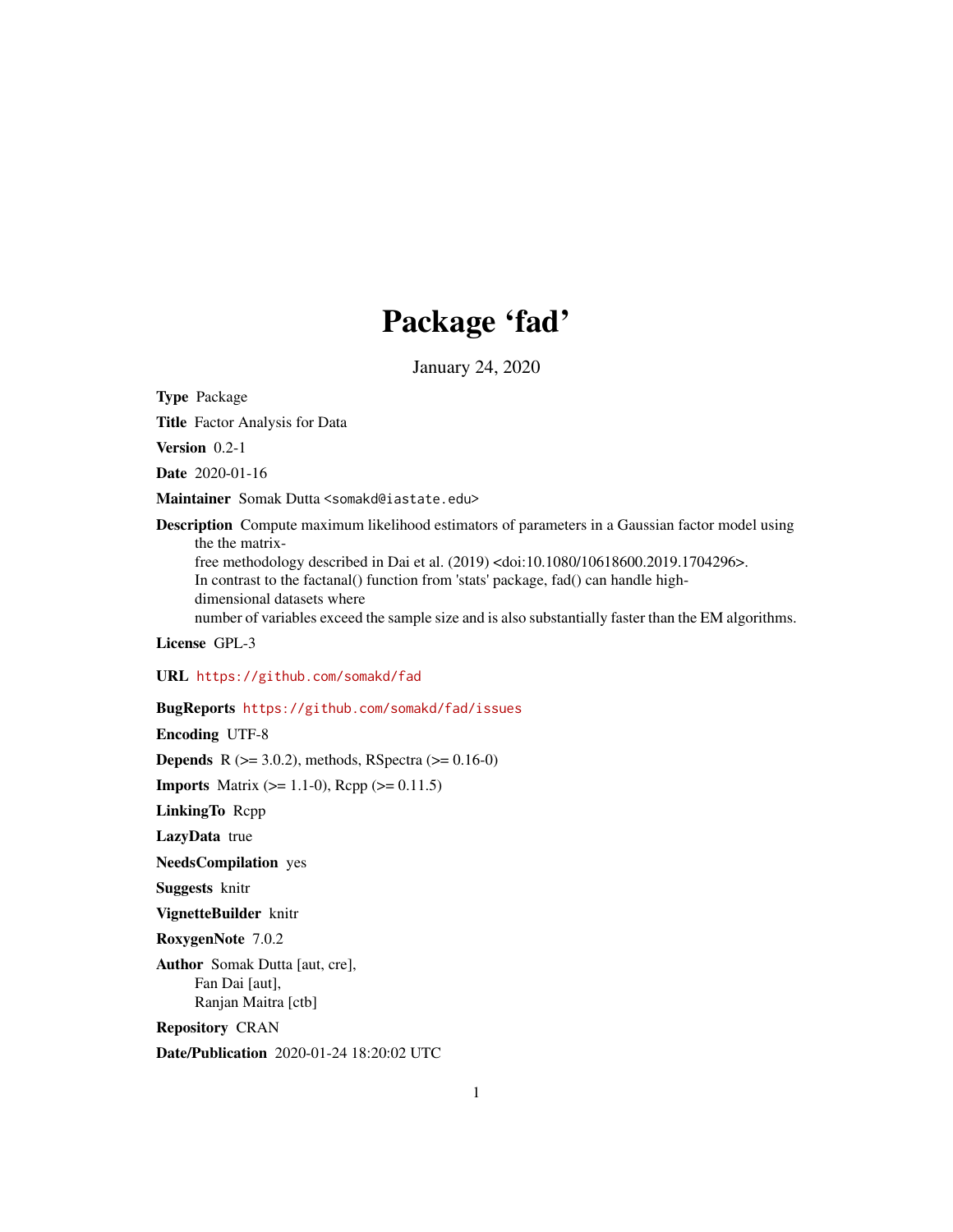# Package 'fad'

January 24, 2020

**Type** Package

**Title** Factor Analysis for Data

**Version** 0.2-1

**Date** 2020-01-16

**Maintainer** Somak Dutta <somakd@iastate.edu>

**Description** Compute maximum likelihood estimators of parameters in a Gaussian factor model using the the matrix-free methodology described in Dai et al. (2019) <doi:10.1080/10618600.2019.1704296>. In contrast to the factanal() function from 'stats' package, fad() can handle high-dimensional datasets where number of variables exceed the sample size and is also substantially faster than the EM algorithms.

**License** GPL-3

**URL** https://github.com/somakd/fad

**BugReports** https://github.com/somakd/fad/issues

**Encoding** UTF-8

**Depends** R (>= 3.0.2), methods, RSpectra (>= 0.16-0)

**Imports** Matrix (>= 1.1-0), Rcpp (>= 0.11.5)

**LinkingTo** Rcpp

**LazyData** true

**NeedsCompilation** yes

**Suggests** knitr

**VignetteBuilder** knitr

**RoxygenNote** 7.0.2

**Author** Somak Dutta [aut, cre], Fan Dai [aut], Ranjan Maitra [ctb]

**Repository** CRAN

**Date/Publication** 2020-01-24 18:20:02 UTC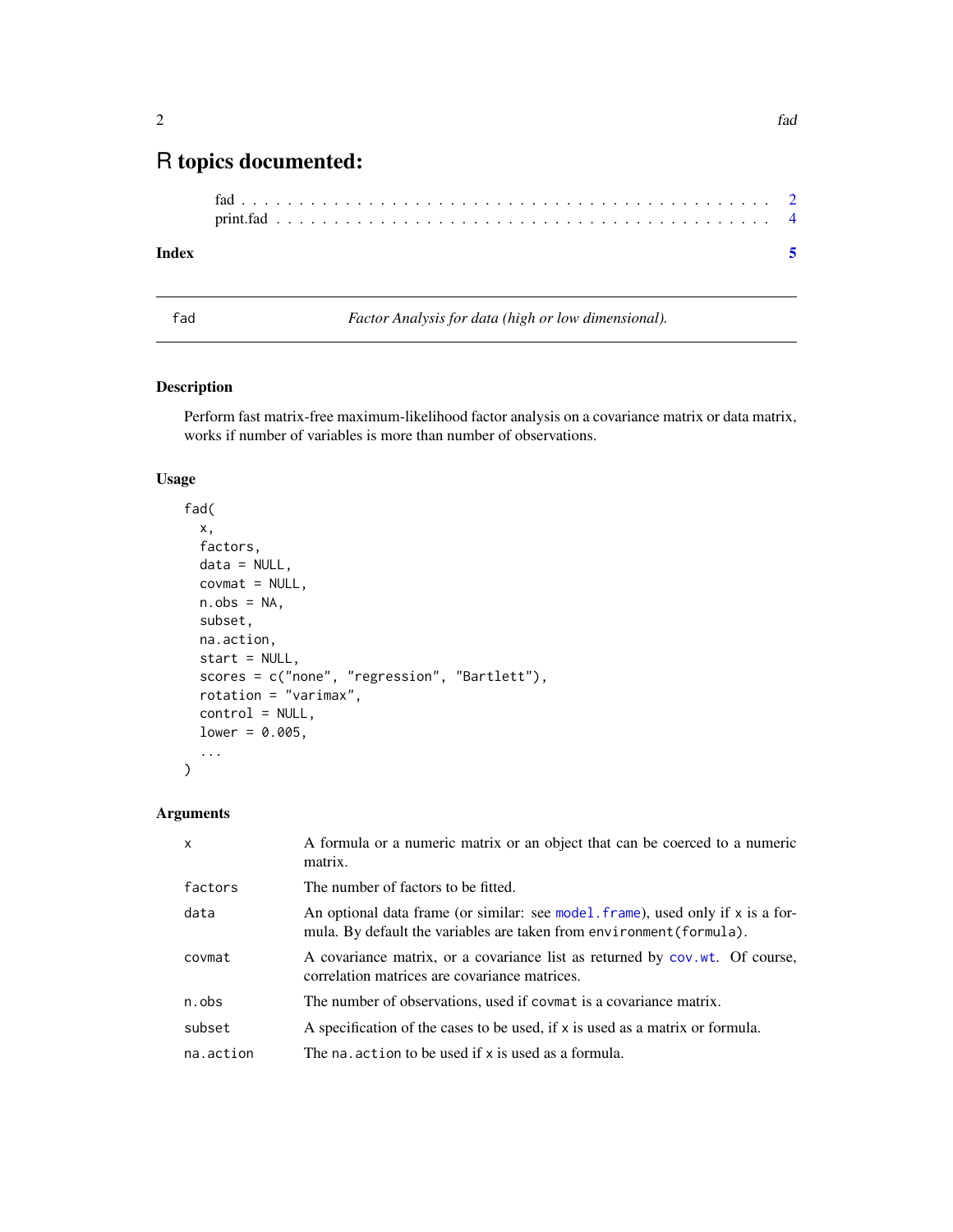# R topics documented:

fad . . . . . . . . . . . . . . . . . . . . . . . . . . . . . . . . . . . . . . . . . . . . 2
print.fad . . . . . . . . . . . . . . . . . . . . . . . . . . . . . . . . . . . . . . . . . 4

**Index** **5**

---

fad *Factor Analysis for data (high or low dimensional).*

---

## Description

Perform fast matrix-free maximum-likelihood factor analysis on a covariance matrix or data matrix, works if number of variables is more than number of observations.

## Usage

```
fad(
  x,
  factors,
  data = NULL,
  covmat = NULL,
  n.obs = NA,
  subset,
  na.action,
  start = NULL,
  scores = c("none", "regression", "Bartlett"),
  rotation = "varimax",
  control = NULL,
  lower = 0.005,
  ...
)
```

## Arguments

| | |
|---|---|
| `x` | A formula or a numeric matrix or an object that can be coerced to a numeric matrix. |
| `factors` | The number of factors to be fitted. |
| `data` | An optional data frame (or similar: see `model.frame`), used only if `x` is a formula. By default the variables are taken from `environment(formula)`. |
| `covmat` | A covariance matrix, or a covariance list as returned by `cov.wt`. Of course, correlation matrices are covariance matrices. |
| `n.obs` | The number of observations, used if `covmat` is a covariance matrix. |
| `subset` | A specification of the cases to be used, if `x` is used as a matrix or formula. |
| `na.action` | The `na.action` to be used if `x` is used as a formula. |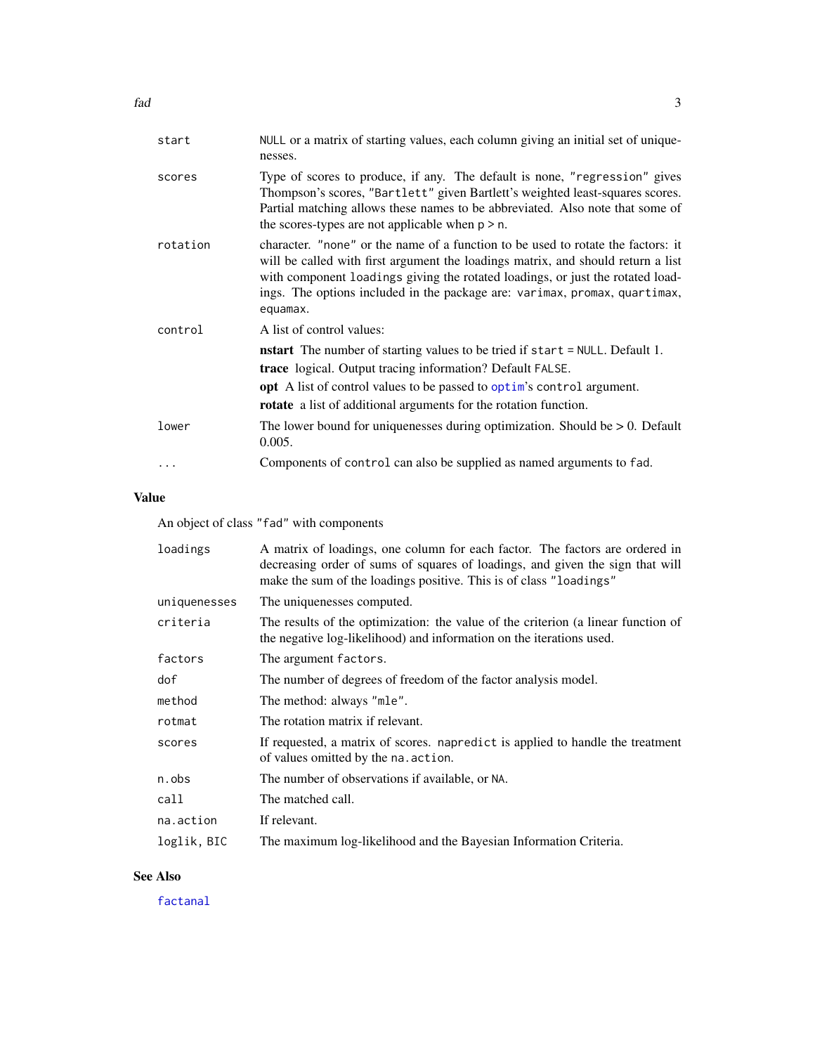| | |
|---|---|
| `start` | `NULL` or a matrix of starting values, each column giving an initial set of uniquenesses. |
| `scores` | Type of scores to produce, if any. The default is none, `"regression"` gives Thompson's scores, `"Bartlett"` given Bartlett's weighted least-squares scores. Partial matching allows these names to be abbreviated. Also note that some of the scores-types are not applicable when `p > n`. |
| `rotation` | character. `"none"` or the name of a function to be used to rotate the factors: it will be called with first argument the loadings matrix, and should return a list with component `loadings` giving the rotated loadings, or just the rotated loadings. The options included in the package are: `varimax`, `promax`, `quartimax`, `equamax`. |
| `control` | A list of control values:<br>**nstart** The number of starting values to be tried if `start = NULL`. Default 1.<br>**trace** logical. Output tracing information? Default `FALSE`.<br>**opt** A list of control values to be passed to `optim`'s `control` argument.<br>**rotate** a list of additional arguments for the rotation function. |
| `lower` | The lower bound for uniquenesses during optimization. Should be > 0. Default 0.005. |
| `...` | Components of `control` can also be supplied as named arguments to `fad`. |

## Value

An object of class `"fad"` with components

| | |
|---|---|
| `loadings` | A matrix of loadings, one column for each factor. The factors are ordered in decreasing order of sums of squares of loadings, and given the sign that will make the sum of the loadings positive. This is of class `"loadings"` |
| `uniquenesses` | The uniquenesses computed. |
| `criteria` | The results of the optimization: the value of the criterion (a linear function of the negative log-likelihood) and information on the iterations used. |
| `factors` | The argument `factors`. |
| `dof` | The number of degrees of freedom of the factor analysis model. |
| `method` | The method: always `"mle"`. |
| `rotmat` | The rotation matrix if relevant. |
| `scores` | If requested, a matrix of scores. `napredict` is applied to handle the treatment of values omitted by the `na.action`. |
| `n.obs` | The number of observations if available, or `NA`. |
| `call` | The matched call. |
| `na.action` | If relevant. |
| `loglik, BIC` | The maximum log-likelihood and the Bayesian Information Criteria. |

## See Also

`factanal`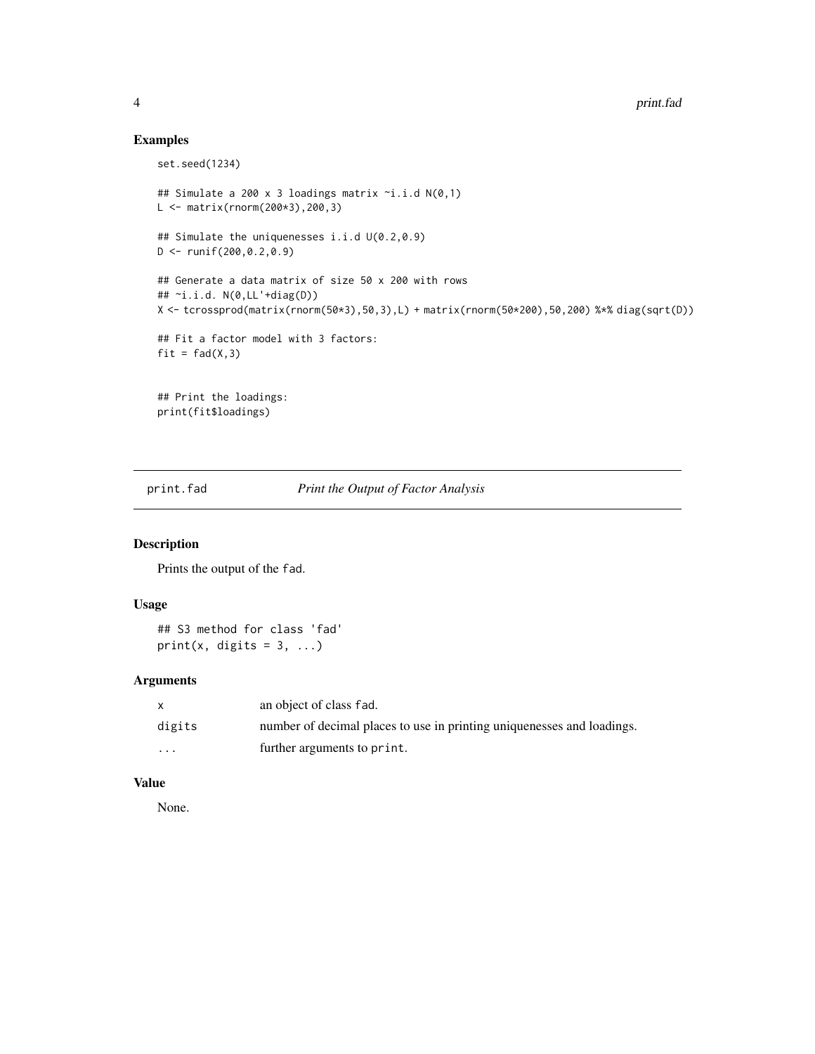## Examples

```
set.seed(1234)

## Simulate a 200 x 3 loadings matrix ~i.i.d N(0,1)
L <- matrix(rnorm(200*3),200,3)

## Simulate the uniquenesses i.i.d U(0.2,0.9)
D <- runif(200,0.2,0.9)

## Generate a data matrix of size 50 x 200 with rows
## ~i.i.d. N(0,LL'+diag(D))
X <- tcrossprod(matrix(rnorm(50*3),50,3),L) + matrix(rnorm(50*200),50,200) %*% diag(sqrt(D))

## Fit a factor model with 3 factors:
fit = fad(X,3)


## Print the loadings:
print(fit$loadings)
```

---

`print.fad` *Print the Output of Factor Analysis*

---

## Description

Prints the output of the `fad`.

## Usage

```
## S3 method for class 'fad'
print(x, digits = 3, ...)
```

## Arguments

| | |
|---|---|
| `x` | an object of class `fad`. |
| `digits` | number of decimal places to use in printing uniquenesses and loadings. |
| `...` | further arguments to `print`. |

## Value

None.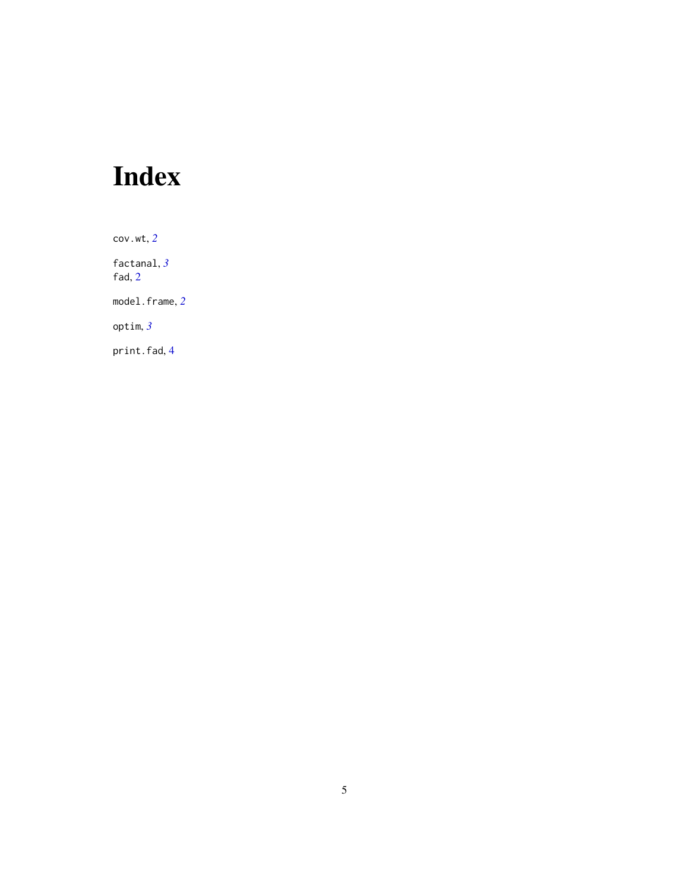# Index

cov.wt, *2*

factanal, *3*
fad, 2

model.frame, *2*

optim, *3*

print.fad, 4